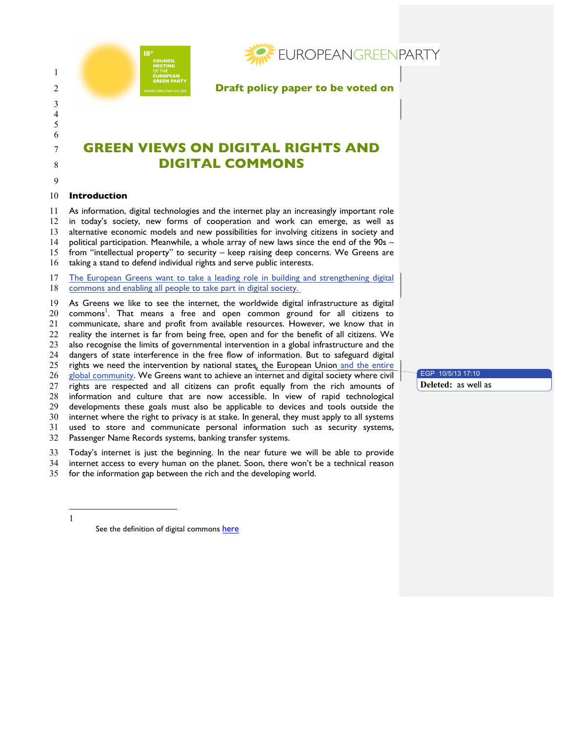Draft policy paper to be voted on

# GREEN VIEWS ON DIGITAL RIGHTS AND DIGITAL COMMONS

## Introduction

As information, digital technologies and the internet play an increasingly important role in today's society, new forms of cooperation and work can emerge, as well as alternative economic models and new possibilities for involving citizens in society and political participation. Meanwhile, a whole array of new laws since the end of the 90s – from "intellectual property" to security – keep raising deep concerns. We Greens are taking a stand to defend individual rights and serve public interests.

The European Greens want to take a leading role in building and strengthening digital commons and enabling all people to take part in digital society.

As Greens we like to see the internet, the worldwide digital infrastructure as digital commons[1]. That means a free and open common ground for all citizens to communicate, share and profit from available resources. However, we know that in reality the internet is far from being free, open and for the benefit of all citizens. We also recognise the limits of governmental intervention in a global infrastructure and the dangers of state interference in the free flow of information. But to safeguard digital rights we need the intervention by national states, the European Union and the entire global community. We Greens want to achieve an internet and digital society where civil rights are respected and all citizens can profit equally from the rich amounts of information and culture that are now accessible. In view of rapid technological developments these goals must also be applicable to devices and tools outside the internet where the right to privacy is at stake. In general, they must apply to all systems used to store and communicate personal information such as security systems, Passenger Name Records systems, banking transfer systems.

Today's internet is just the beginning. In the near future we will be able to provide internet access to every human on the planet. Soon, there won't be a technical reason for the information gap between the rich and the developing world.

---

[1] See the definition of digital commons here

EGP 10/5/13 17:10
**Deleted:** as well as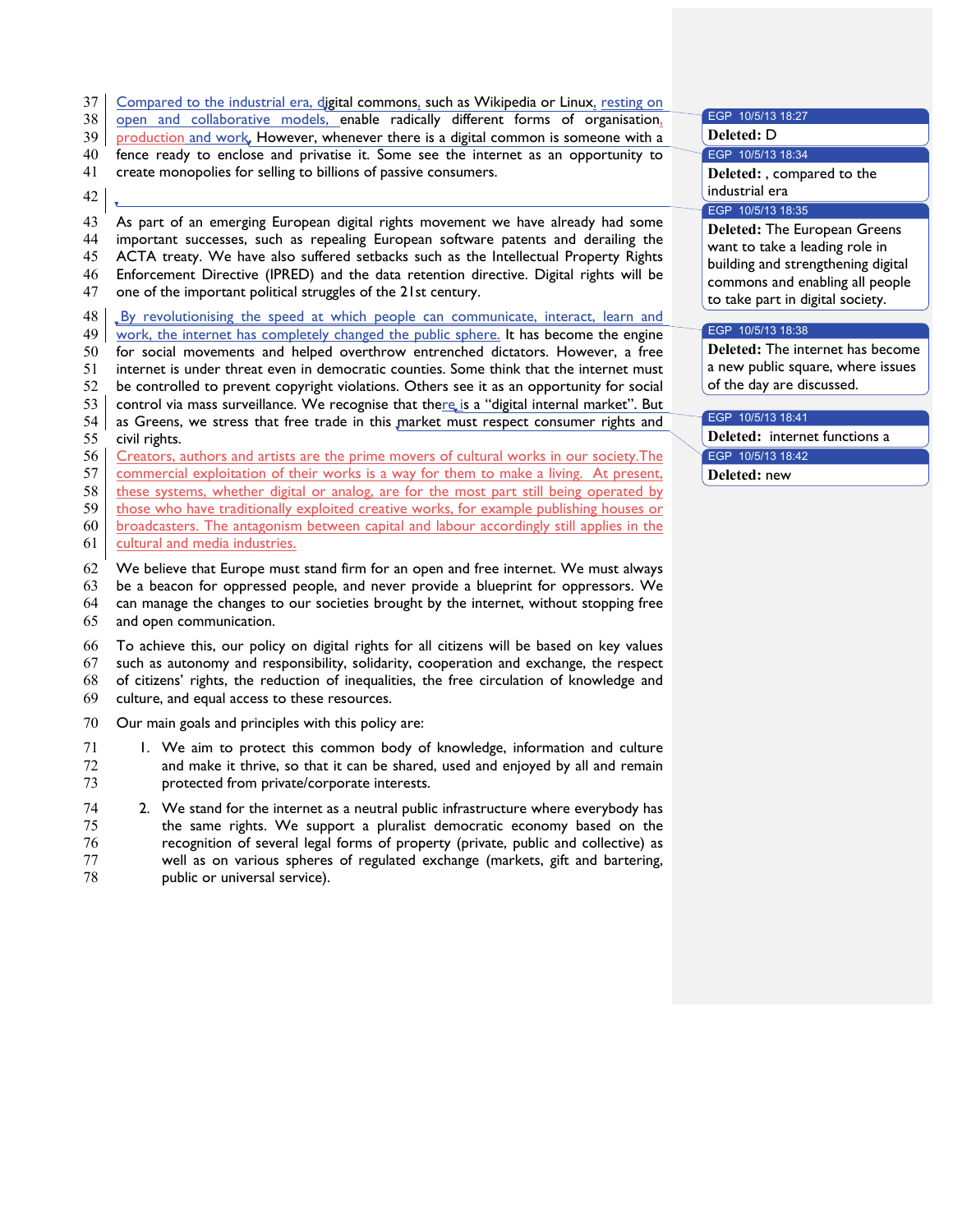Compared to the industrial era, digital commons, such as Wikipedia or Linux, resting on open and collaborative models, enable radically different forms of organisation, production and work. However, whenever there is a digital common is someone with a fence ready to enclose and privatise it. Some see the internet as an opportunity to create monopolies for selling to billions of passive consumers.

As part of an emerging European digital rights movement we have already had some important successes, such as repealing European software patents and derailing the ACTA treaty. We have also suffered setbacks such as the Intellectual Property Rights Enforcement Directive (IPRED) and the data retention directive. Digital rights will be one of the important political struggles of the 21st century.

By revolutionising the speed at which people can communicate, interact, learn and work, the internet has completely changed the public sphere. It has become the engine for social movements and helped overthrow entrenched dictators. However, a free internet is under threat even in democratic counties. Some think that the internet must be controlled to prevent copyright violations. Others see it as an opportunity for social control via mass surveillance. We recognise that there is a "digital internal market". But as Greens, we stress that free trade in this market must respect consumer rights and civil rights.

Creators, authors and artists are the prime movers of cultural works in our society.The commercial exploitation of their works is a way for them to make a living. At present, these systems, whether digital or analog, are for the most part still being operated by those who have traditionally exploited creative works, for example publishing houses or broadcasters. The antagonism between capital and labour accordingly still applies in the cultural and media industries.

We believe that Europe must stand firm for an open and free internet. We must always be a beacon for oppressed people, and never provide a blueprint for oppressors. We can manage the changes to our societies brought by the internet, without stopping free and open communication.

To achieve this, our policy on digital rights for all citizens will be based on key values such as autonomy and responsibility, solidarity, cooperation and exchange, the respect of citizens' rights, the reduction of inequalities, the free circulation of knowledge and culture, and equal access to these resources.

Our main goals and principles with this policy are:

1. We aim to protect this common body of knowledge, information and culture and make it thrive, so that it can be shared, used and enjoyed by all and remain protected from private/corporate interests.

2. We stand for the internet as a neutral public infrastructure where everybody has the same rights. We support a pluralist democratic economy based on the recognition of several legal forms of property (private, public and collective) as well as on various spheres of regulated exchange (markets, gift and bartering, public or universal service).

EGP 10/5/13 18:27 **Deleted:** D

EGP 10/5/13 18:34 **Deleted:** , compared to the industrial era

EGP 10/5/13 18:35 **Deleted:** The European Greens want to take a leading role in building and strengthening digital commons and enabling all people to take part in digital society.

EGP 10/5/13 18:38 **Deleted:** The internet has become a new public square, where issues of the day are discussed.

EGP 10/5/13 18:41 **Deleted:** internet functions a

EGP 10/5/13 18:42 **Deleted:** new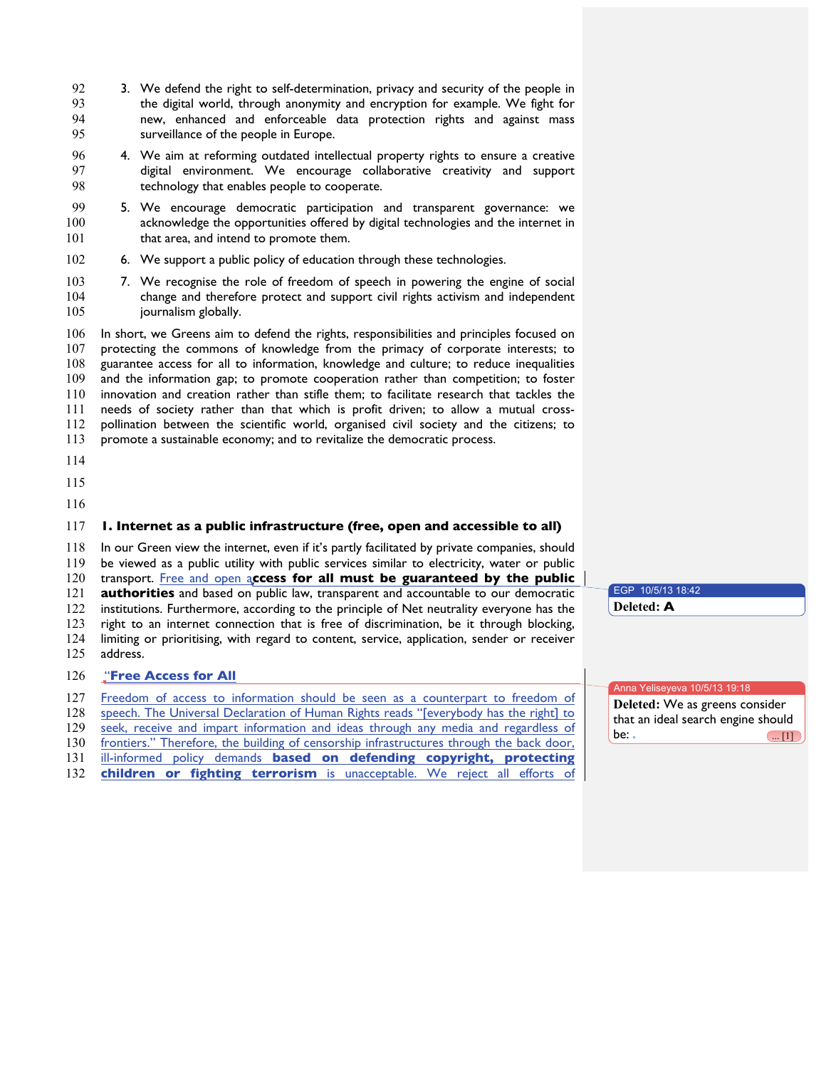3. We defend the right to self-determination, privacy and security of the people in the digital world, through anonymity and encryption for example. We fight for new, enhanced and enforceable data protection rights and against mass surveillance of the people in Europe.
4. We aim at reforming outdated intellectual property rights to ensure a creative digital environment. We encourage collaborative creativity and support technology that enables people to cooperate.
5. We encourage democratic participation and transparent governance: we acknowledge the opportunities offered by digital technologies and the internet in that area, and intend to promote them.
6. We support a public policy of education through these technologies.
7. We recognise the role of freedom of speech in powering the engine of social change and therefore protect and support civil rights activism and independent journalism globally.

In short, we Greens aim to defend the rights, responsibilities and principles focused on protecting the commons of knowledge from the primacy of corporate interests; to guarantee access for all to information, knowledge and culture; to reduce inequalities and the information gap; to promote cooperation rather than competition; to foster innovation and creation rather than stifle them; to facilitate research that tackles the needs of society rather than that which is profit driven; to allow a mutual cross-pollination between the scientific world, organised civil society and the citizens; to promote a sustainable economy; and to revitalize the democratic process.

## I. Internet as a public infrastructure (free, open and accessible to all)

In our Green view the internet, even if it's partly facilitated by private companies, should be viewed as a public utility with public services similar to electricity, water or public transport. Free and open access for all must be guaranteed by the public authorities and based on public law, transparent and accountable to our democratic institutions. Furthermore, according to the principle of Net neutrality everyone has the right to an internet connection that is free of discrimination, be it through blocking, limiting or prioritising, with regard to content, service, application, sender or receiver address.

"**Free Access for All**

Freedom of access to information should be seen as a counterpart to freedom of speech. The Universal Declaration of Human Rights reads "[everybody has the right] to seek, receive and impart information and ideas through any media and regardless of frontiers." Therefore, the building of censorship infrastructures through the back door, ill-informed policy demands **based on defending copyright, protecting children or fighting terrorism** is unacceptable. We reject all efforts of

EGP 10/5/13 18:42
**Deleted:** A

Anna Yeliseyeva 10/5/13 19:18
**Deleted:** We as greens consider that an ideal search engine should be: ... [1]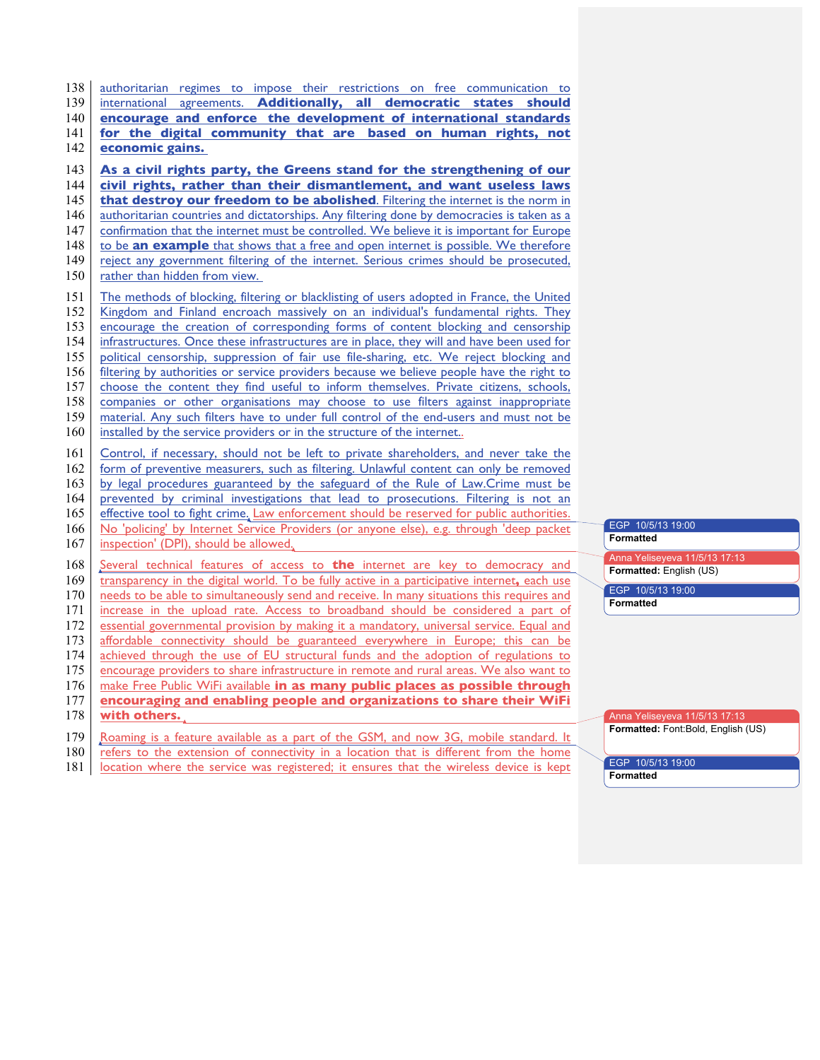authoritarian regimes to impose their restrictions on free communication to international agreements. **Additionally, all democratic states should encourage and enforce the development of international standards for the digital community that are based on human rights, not economic gains.**

**As a civil rights party, the Greens stand for the strengthening of our civil rights, rather than their dismantlement, and want useless laws that destroy our freedom to be abolished**. Filtering the internet is the norm in authoritarian countries and dictatorships. Any filtering done by democracies is taken as a confirmation that the internet must be controlled. We believe it is important for Europe to be **an example** that shows that a free and open internet is possible. We therefore reject any government filtering of the internet. Serious crimes should be prosecuted, rather than hidden from view.

The methods of blocking, filtering or blacklisting of users adopted in France, the United Kingdom and Finland encroach massively on an individual's fundamental rights. They encourage the creation of corresponding forms of content blocking and censorship infrastructures. Once these infrastructures are in place, they will and have been used for political censorship, suppression of fair use file-sharing, etc. We reject blocking and filtering by authorities or service providers because we believe people have the right to choose the content they find useful to inform themselves. Private citizens, schools, companies or other organisations may choose to use filters against inappropriate material. Any such filters have to under full control of the end-users and must not be installed by the service providers or in the structure of the internet..

Control, if necessary, should not be left to private shareholders, and never take the form of preventive measures, such as filtering. Unlawful content can only be removed by legal procedures guaranteed by the safeguard of the Rule of Law.Crime must be prevented by criminal investigations that lead to prosecutions. Filtering is not an effective tool to fight crime. Law enforcement should be reserved for public authorities. No 'policing' by Internet Service Providers (or anyone else), e.g. through 'deep packet inspection' (DPI), should be allowed.

Several technical features of access to **the** internet are key to democracy and transparency in the digital world. To be fully active in a participative internet**,** each use needs to be able to simultaneously send and receive. In many situations this requires and increase in the upload rate. Access to broadband should be considered a part of essential governmental provision by making it a mandatory, universal service. Equal and affordable connectivity should be guaranteed everywhere in Europe; this can be achieved through the use of EU structural funds and the adoption of regulations to encourage providers to share infrastructure in remote and rural areas. We also want to make Free Public WiFi available **in as many public places as possible through encouraging and enabling people and organizations to share their WiFi with others.**

Roaming is a feature available as a part of the GSM, and now 3G, mobile standard. It refers to the extension of connectivity in a location that is different from the home location where the service was registered; it ensures that the wireless device is kept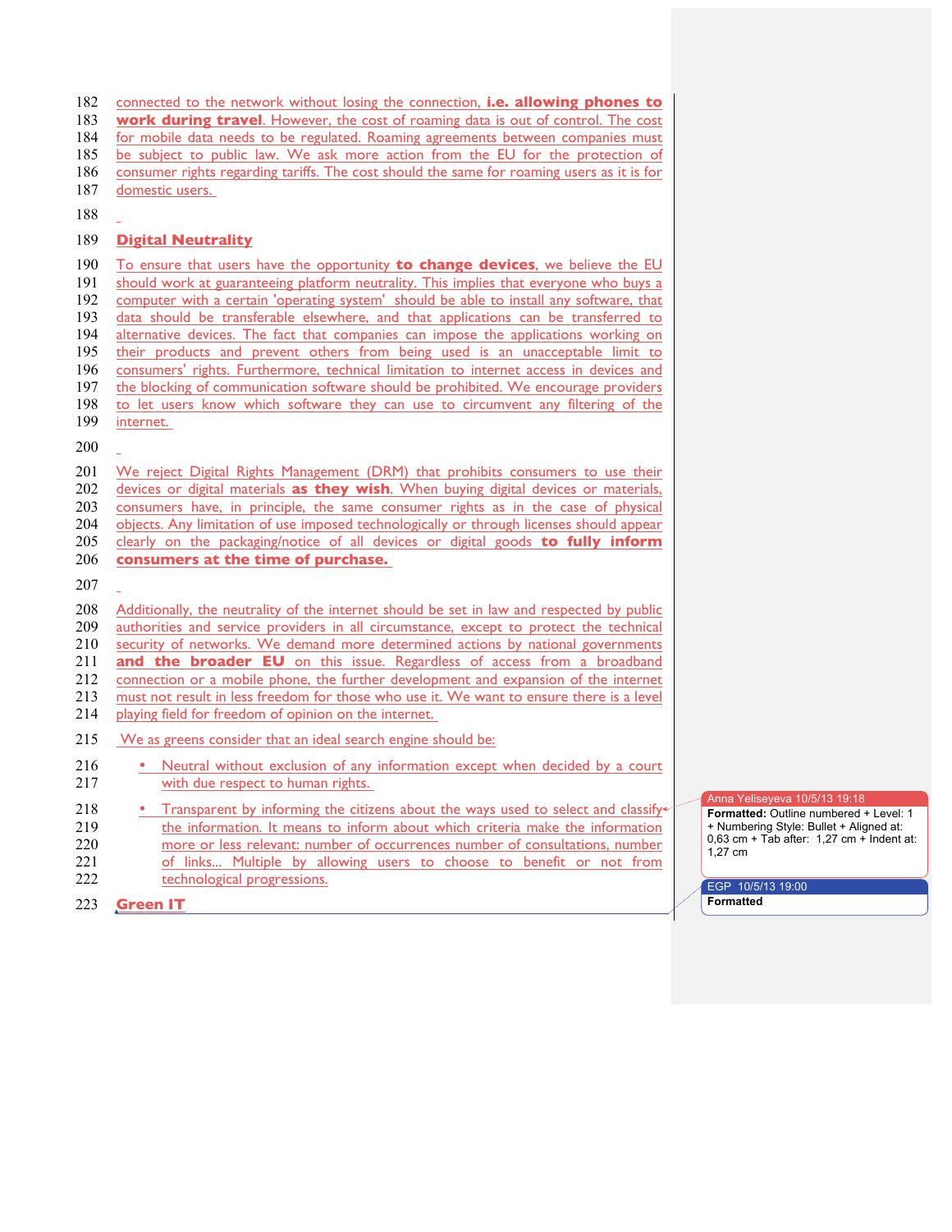connected to the network without losing the connection, **i.e. allowing phones to work during travel**. However, the cost of roaming data is out of control. The cost for mobile data needs to be regulated. Roaming agreements between companies must be subject to public law. We ask more action from the EU for the protection of consumer rights regarding tariffs. The cost should the same for roaming users as it is for domestic users.

## Digital Neutrality

To ensure that users have the opportunity **to change devices**, we believe the EU should work at guaranteeing platform neutrality. This implies that everyone who buys a computer with a certain 'operating system' should be able to install any software, that data should be transferable elsewhere, and that applications can be transferred to alternative devices. The fact that companies can impose the applications working on their products and prevent others from being used is an unacceptable limit to consumers' rights. Furthermore, technical limitation to internet access in devices and the blocking of communication software should be prohibited. We encourage providers to let users know which software they can use to circumvent any filtering of the internet.

We reject Digital Rights Management (DRM) that prohibits consumers to use their devices or digital materials **as they wish**. When buying digital devices or materials, consumers have, in principle, the same consumer rights as in the case of physical objects. Any limitation of use imposed technologically or through licenses should appear clearly on the packaging/notice of all devices or digital goods **to fully inform consumers at the time of purchase.**

Additionally, the neutrality of the internet should be set in law and respected by public authorities and service providers in all circumstance, except to protect the technical security of networks. We demand more determined actions by national governments **and the broader EU** on this issue. Regardless of access from a broadband connection or a mobile phone, the further development and expansion of the internet must not result in less freedom for those who use it. We want to ensure there is a level playing field for freedom of opinion on the internet.

We as greens consider that an ideal search engine should be:

- Neutral without exclusion of any information except when decided by a court with due respect to human rights.
- Transparent by informing the citizens about the ways used to select and classify the information. It means to inform about which criteria make the information more or less relevant: number of occurrences number of consultations, number of links... Multiple by allowing users to choose to benefit or not from technological progressions.

## Green IT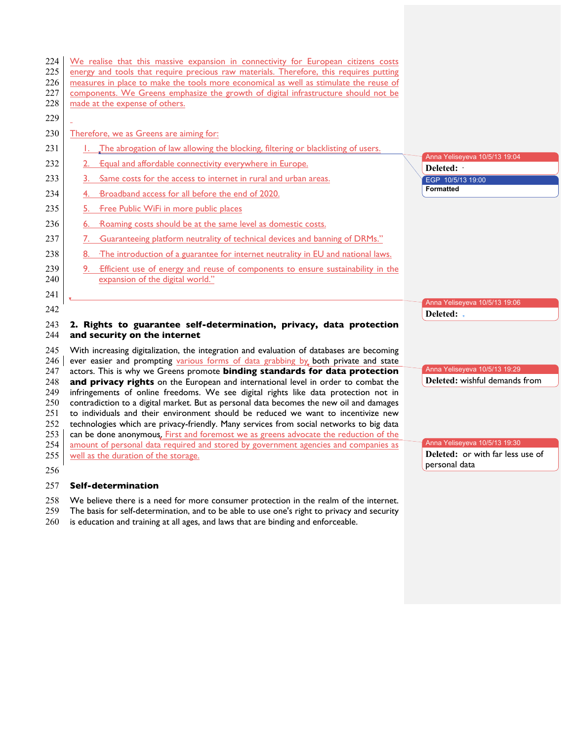We realise that this massive expansion in connectivity for European citizens costs energy and tools that require precious raw materials. Therefore, this requires putting measures in place to make the tools more economical as well as stimulate the reuse of components. We Greens emphasize the growth of digital infrastructure should not be made at the expense of others.

Therefore, we as Greens are aiming for:

1. The abrogation of law allowing the blocking, filtering or blacklisting of users.
2. Equal and affordable connectivity everywhere in Europe.
3. Same costs for the access to internet in rural and urban areas.
4. Broadband access for all before the end of 2020.
5. Free Public WiFi in more public places
6. Roaming costs should be at the same level as domestic costs.
7. Guaranteeing platform neutrality of technical devices and banning of DRMs."
8. The introduction of a guarantee for internet neutrality in EU and national laws.
9. Efficient use of energy and reuse of components to ensure sustainability in the expansion of the digital world."

## 2. Rights to guarantee self-determination, privacy, data protection and security on the internet

With increasing digitalization, the integration and evaluation of databases are becoming ever easier and prompting various forms of data grabbing by both private and state actors. This is why we Greens promote **binding standards for data protection and privacy rights** on the European and international level in order to combat the infringements of online freedoms. We see digital rights like data protection not in contradiction to a digital market. But as personal data becomes the new oil and damages to individuals and their environment should be reduced we want to incentivize new technologies which are privacy-friendly. Many services from social networks to big data can be done anonymous. First and foremost we as greens advocate the reduction of the amount of personal data required and stored by government agencies and companies as well as the duration of the storage.

### Self-determination

We believe there is a need for more consumer protection in the realm of the internet. The basis for self-determination, and to be able to use one's right to privacy and security is education and training at all ages, and laws that are binding and enforceable.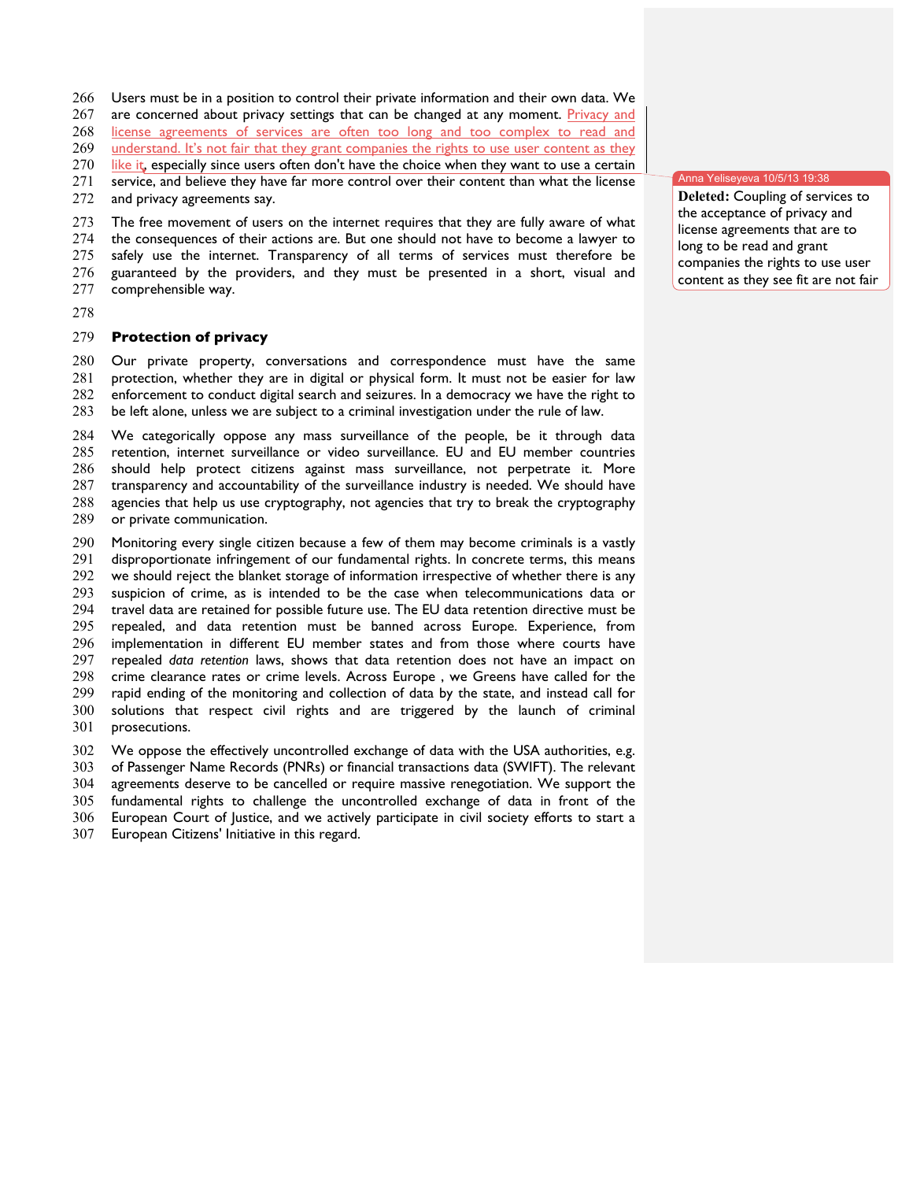Users must be in a position to control their private information and their own data. We are concerned about privacy settings that can be changed at any moment. Privacy and license agreements of services are often too long and too complex to read and understand. It's not fair that they grant companies the rights to use user content as they like it, especially since users often don't have the choice when they want to use a certain service, and believe they have far more control over their content than what the license and privacy agreements say.

> Anna Yeliseyeva 10/5/13 19:38
> **Deleted:** Coupling of services to the acceptance of privacy and license agreements that are to long to be read and grant companies the rights to use user content as they see fit are not fair

The free movement of users on the internet requires that they are fully aware of what the consequences of their actions are. But one should not have to become a lawyer to safely use the internet. Transparency of all terms of services must therefore be guaranteed by the providers, and they must be presented in a short, visual and comprehensible way.

## Protection of privacy

Our private property, conversations and correspondence must have the same protection, whether they are in digital or physical form. It must not be easier for law enforcement to conduct digital search and seizures. In a democracy we have the right to be left alone, unless we are subject to a criminal investigation under the rule of law.

We categorically oppose any mass surveillance of the people, be it through data retention, internet surveillance or video surveillance. EU and EU member countries should help protect citizens against mass surveillance, not perpetrate it. More transparency and accountability of the surveillance industry is needed. We should have agencies that help us use cryptography, not agencies that try to break the cryptography or private communication.

Monitoring every single citizen because a few of them may become criminals is a vastly disproportionate infringement of our fundamental rights. In concrete terms, this means we should reject the blanket storage of information irrespective of whether there is any suspicion of crime, as is intended to be the case when telecommunications data or travel data are retained for possible future use. The EU data retention directive must be repealed, and data retention must be banned across Europe. Experience, from implementation in different EU member states and from those where courts have repealed *data retention* laws, shows that data retention does not have an impact on crime clearance rates or crime levels. Across Europe , we Greens have called for the rapid ending of the monitoring and collection of data by the state, and instead call for solutions that respect civil rights and are triggered by the launch of criminal prosecutions.

We oppose the effectively uncontrolled exchange of data with the USA authorities, e.g. of Passenger Name Records (PNRs) or financial transactions data (SWIFT). The relevant agreements deserve to be cancelled or require massive renegotiation. We support the fundamental rights to challenge the uncontrolled exchange of data in front of the European Court of Justice, and we actively participate in civil society efforts to start a European Citizens' Initiative in this regard.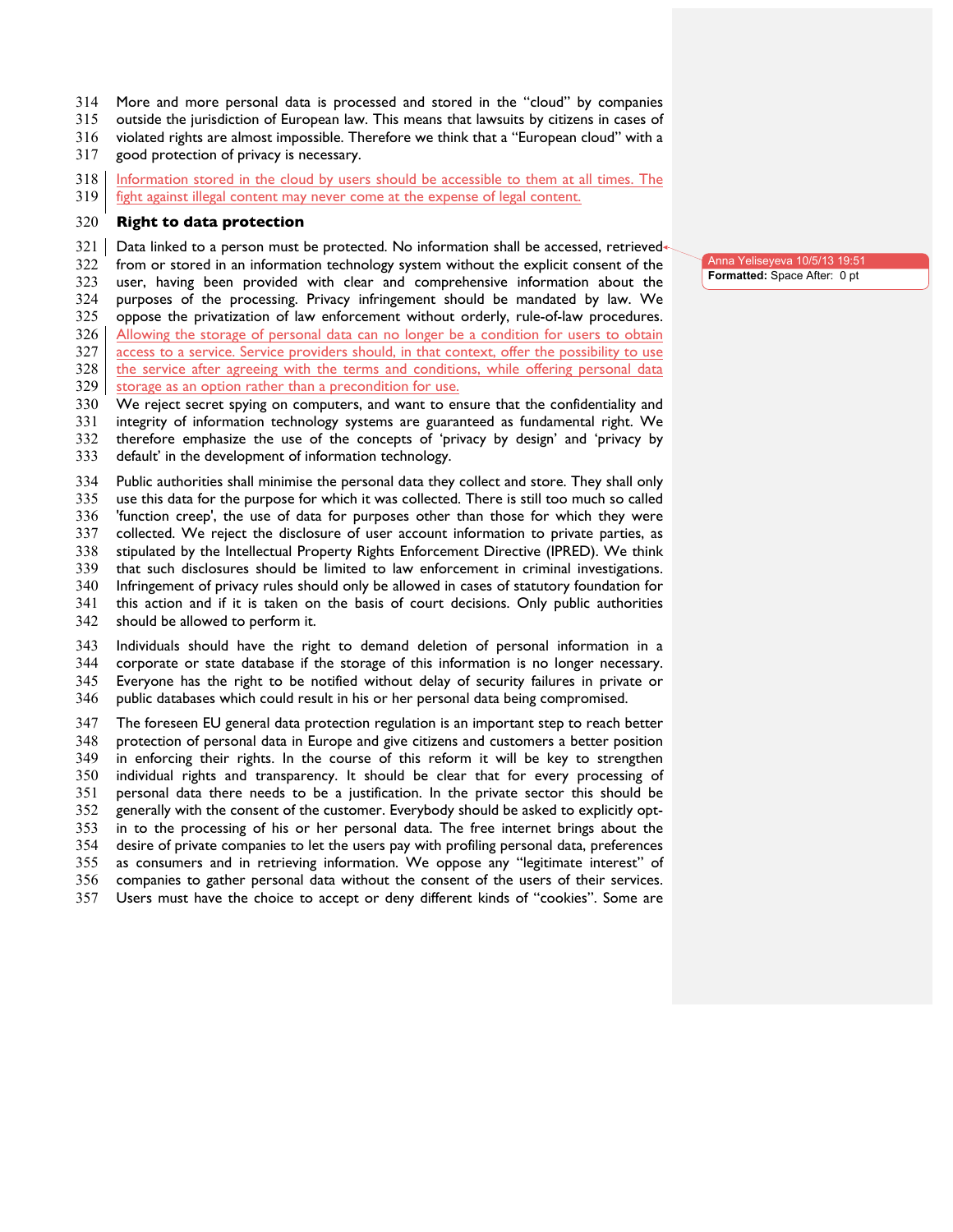More and more personal data is processed and stored in the "cloud" by companies outside the jurisdiction of European law. This means that lawsuits by citizens in cases of violated rights are almost impossible. Therefore we think that a "European cloud" with a good protection of privacy is necessary.

Information stored in the cloud by users should be accessible to them at all times. The fight against illegal content may never come at the expense of legal content.

### Right to data protection

Data linked to a person must be protected. No information shall be accessed, retrieved from or stored in an information technology system without the explicit consent of the user, having been provided with clear and comprehensive information about the purposes of the processing. Privacy infringement should be mandated by law. We oppose the privatization of law enforcement without orderly, rule-of-law procedures. Allowing the storage of personal data can no longer be a condition for users to obtain access to a service. Service providers should, in that context, offer the possibility to use the service after agreeing with the terms and conditions, while offering personal data storage as an option rather than a precondition for use.
We reject secret spying on computers, and want to ensure that the confidentiality and integrity of information technology systems are guaranteed as fundamental right. We therefore emphasize the use of the concepts of 'privacy by design' and 'privacy by default' in the development of information technology.

Public authorities shall minimise the personal data they collect and store. They shall only use this data for the purpose for which it was collected. There is still too much so called 'function creep', the use of data for purposes other than those for which they were collected. We reject the disclosure of user account information to private parties, as stipulated by the Intellectual Property Rights Enforcement Directive (IPRED). We think that such disclosures should be limited to law enforcement in criminal investigations. Infringement of privacy rules should only be allowed in cases of statutory foundation for this action and if it is taken on the basis of court decisions. Only public authorities should be allowed to perform it.

Individuals should have the right to demand deletion of personal information in a corporate or state database if the storage of this information is no longer necessary. Everyone has the right to be notified without delay of security failures in private or public databases which could result in his or her personal data being compromised.

The foreseen EU general data protection regulation is an important step to reach better protection of personal data in Europe and give citizens and customers a better position in enforcing their rights. In the course of this reform it will be key to strengthen individual rights and transparency. It should be clear that for every processing of personal data there needs to be a justification. In the private sector this should be generally with the consent of the customer. Everybody should be asked to explicitly opt-in to the processing of his or her personal data. The free internet brings about the desire of private companies to let the users pay with profiling personal data, preferences as consumers and in retrieving information. We oppose any "legitimate interest" of companies to gather personal data without the consent of the users of their services. Users must have the choice to accept or deny different kinds of "cookies". Some are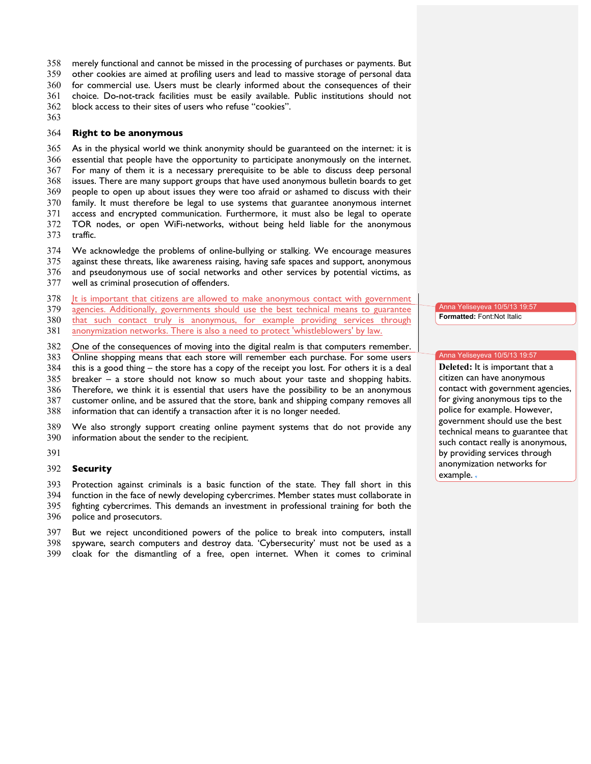merely functional and cannot be missed in the processing of purchases or payments. But other cookies are aimed at profiling users and lead to massive storage of personal data for commercial use. Users must be clearly informed about the consequences of their choice. Do-not-track facilities must be easily available. Public institutions should not block access to their sites of users who refuse "cookies".

### Right to be anonymous

As in the physical world we think anonymity should be guaranteed on the internet: it is essential that people have the opportunity to participate anonymously on the internet. For many of them it is a necessary prerequisite to be able to discuss deep personal issues. There are many support groups that have used anonymous bulletin boards to get people to open up about issues they were too afraid or ashamed to discuss with their family. It must therefore be legal to use systems that guarantee anonymous internet access and encrypted communication. Furthermore, it must also be legal to operate TOR nodes, or open WiFi-networks, without being held liable for the anonymous traffic.

We acknowledge the problems of online-bullying or stalking. We encourage measures against these threats, like awareness raising, having safe spaces and support, anonymous and pseudonymous use of social networks and other services by potential victims, as well as criminal prosecution of offenders.

It is important that citizens are allowed to make anonymous contact with government agencies. Additionally, governments should use the best technical means to guarantee that such contact truly is anonymous, for example providing services through anonymization networks. There is also a need to protect 'whistleblowers' by law.

One of the consequences of moving into the digital realm is that computers remember. Online shopping means that each store will remember each purchase. For some users this is a good thing – the store has a copy of the receipt you lost. For others it is a deal breaker – a store should not know so much about your taste and shopping habits. Therefore, we think it is essential that users have the possibility to be an anonymous customer online, and be assured that the store, bank and shipping company removes all information that can identify a transaction after it is no longer needed.

We also strongly support creating online payment systems that do not provide any information about the sender to the recipient.

### Security

Protection against criminals is a basic function of the state. They fall short in this function in the face of newly developing cybercrimes. Member states must collaborate in fighting cybercrimes. This demands an investment in professional training for both the police and prosecutors.

But we reject unconditioned powers of the police to break into computers, install spyware, search computers and destroy data. 'Cybersecurity' must not be used as a cloak for the dismantling of a free, open internet. When it comes to criminal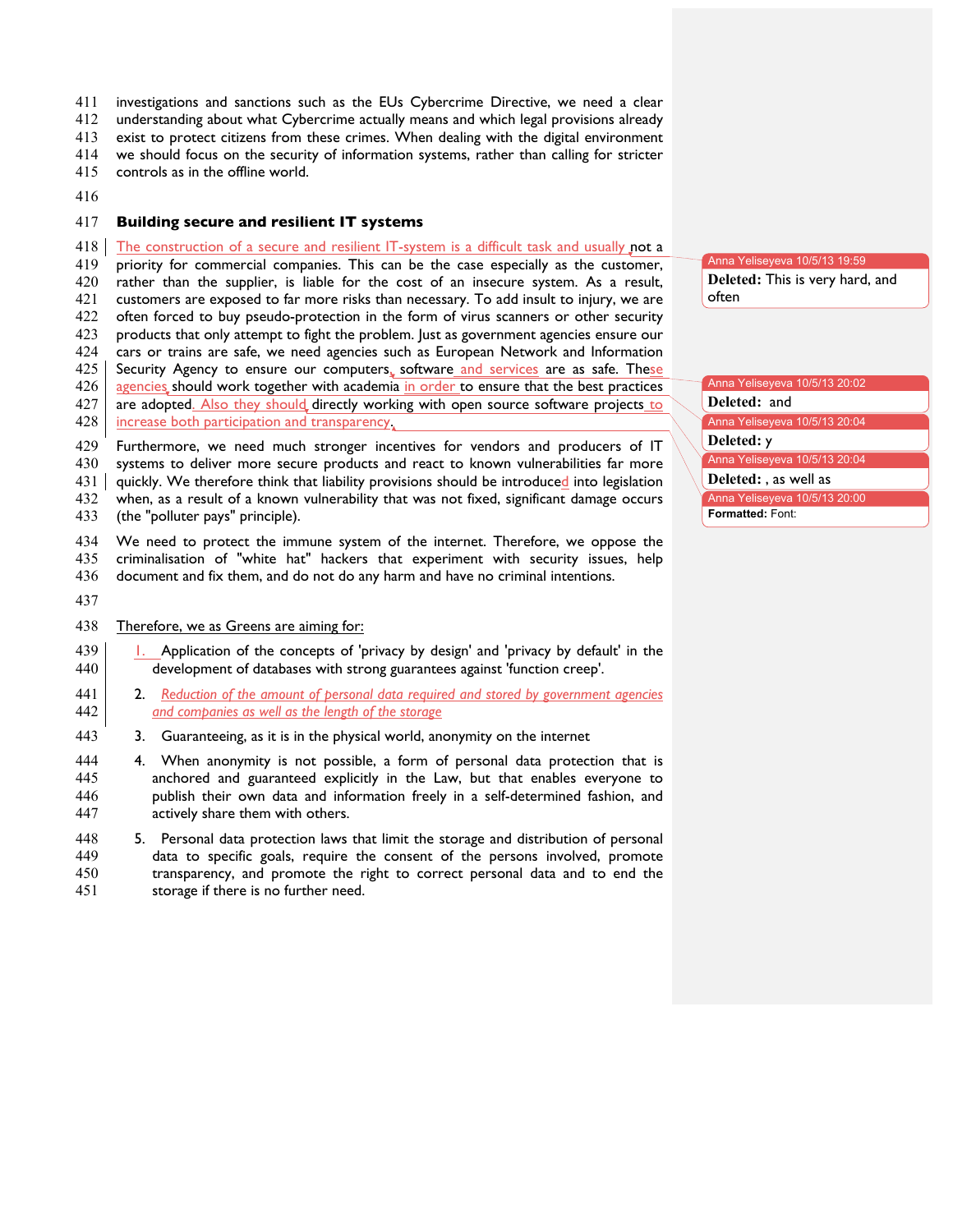investigations and sanctions such as the EUs Cybercrime Directive, we need a clear understanding about what Cybercrime actually means and which legal provisions already exist to protect citizens from these crimes. When dealing with the digital environment we should focus on the security of information systems, rather than calling for stricter controls as in the offline world.

## Building secure and resilient IT systems

The construction of a secure and resilient IT-system is a difficult task and usually not a priority for commercial companies. This can be the case especially as the customer, rather than the supplier, is liable for the cost of an insecure system. As a result, customers are exposed to far more risks than necessary. To add insult to injury, we are often forced to buy pseudo-protection in the form of virus scanners or other security products that only attempt to fight the problem. Just as government agencies ensure our cars or trains are safe, we need agencies such as European Network and Information Security Agency to ensure our computers, software and services are as safe. These agencies should work together with academia in order to ensure that the best practices are adopted. Also they should directly working with open source software projects to increase both participation and transparency.

Furthermore, we need much stronger incentives for vendors and producers of IT systems to deliver more secure products and react to known vulnerabilities far more quickly. We therefore think that liability provisions should be introduced into legislation when, as a result of a known vulnerability that was not fixed, significant damage occurs (the "polluter pays" principle).

We need to protect the immune system of the internet. Therefore, we oppose the criminalisation of "white hat" hackers that experiment with security issues, help document and fix them, and do not do any harm and have no criminal intentions.

Therefore, we as Greens are aiming for:

1. Application of the concepts of 'privacy by design' and 'privacy by default' in the development of databases with strong guarantees against 'function creep'.
2. *Reduction of the amount of personal data required and stored by government agencies and companies as well as the length of the storage*
3. Guaranteeing, as it is in the physical world, anonymity on the internet
4. When anonymity is not possible, a form of personal data protection that is anchored and guaranteed explicitly in the Law, but that enables everyone to publish their own data and information freely in a self-determined fashion, and actively share them with others.
5. Personal data protection laws that limit the storage and distribution of personal data to specific goals, require the consent of the persons involved, promote transparency, and promote the right to correct personal data and to end the storage if there is no further need.

Anna Yeliseyeva 10/5/13 19:59
**Deleted:** This is very hard, and often

Anna Yeliseyeva 10/5/13 20:02
**Deleted:** and

Anna Yeliseyeva 10/5/13 20:04
**Deleted:** y

Anna Yeliseyeva 10/5/13 20:04
**Deleted:** , as well as

Anna Yeliseyeva 10/5/13 20:00
**Formatted:** Font: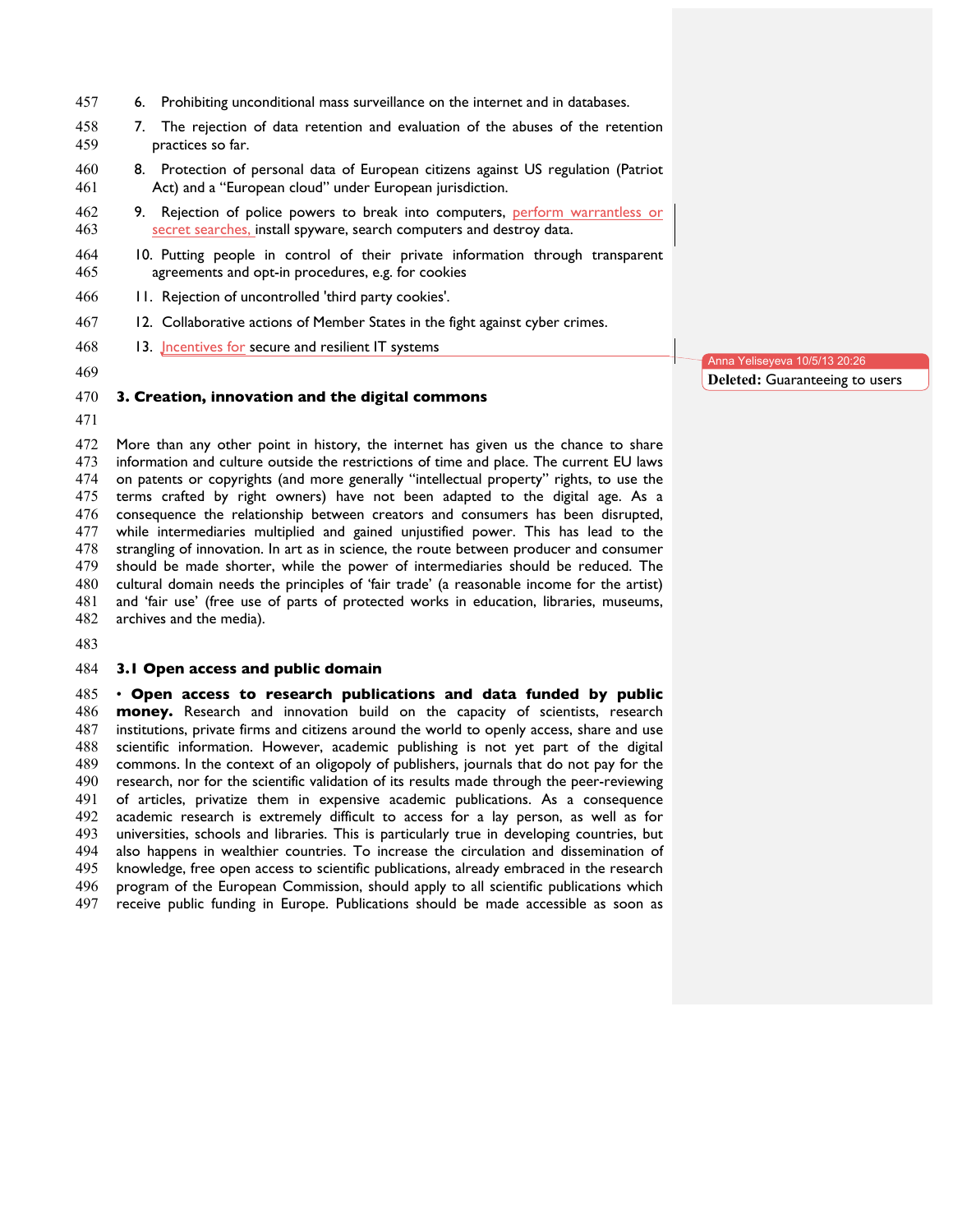6. Prohibiting unconditional mass surveillance on the internet and in databases.
7. The rejection of data retention and evaluation of the abuses of the retention practices so far.
8. Protection of personal data of European citizens against US regulation (Patriot Act) and a "European cloud" under European jurisdiction.
9. Rejection of police powers to break into computers, perform warrantless or secret searches, install spyware, search computers and destroy data.
10. Putting people in control of their private information through transparent agreements and opt-in procedures, e.g. for cookies
11. Rejection of uncontrolled 'third party cookies'.
12. Collaborative actions of Member States in the fight against cyber crimes.
13. Incentives for secure and resilient IT systems

## 3. Creation, innovation and the digital commons

More than any other point in history, the internet has given us the chance to share information and culture outside the restrictions of time and place. The current EU laws on patents or copyrights (and more generally "intellectual property" rights, to use the terms crafted by right owners) have not been adapted to the digital age. As a consequence the relationship between creators and consumers has been disrupted, while intermediaries multiplied and gained unjustified power. This has lead to the strangling of innovation. In art as in science, the route between producer and consumer should be made shorter, while the power of intermediaries should be reduced. The cultural domain needs the principles of 'fair trade' (a reasonable income for the artist) and 'fair use' (free use of parts of protected works in education, libraries, museums, archives and the media).

### 3.1 Open access and public domain

• **Open access to research publications and data funded by public money.** Research and innovation build on the capacity of scientists, research institutions, private firms and citizens around the world to openly access, share and use scientific information. However, academic publishing is not yet part of the digital commons. In the context of an oligopoly of publishers, journals that do not pay for the research, nor for the scientific validation of its results made through the peer-reviewing of articles, privatize them in expensive academic publications. As a consequence academic research is extremely difficult to access for a lay person, as well as for universities, schools and libraries. This is particularly true in developing countries, but also happens in wealthier countries. To increase the circulation and dissemination of knowledge, free open access to scientific publications, already embraced in the research program of the European Commission, should apply to all scientific publications which receive public funding in Europe. Publications should be made accessible as soon as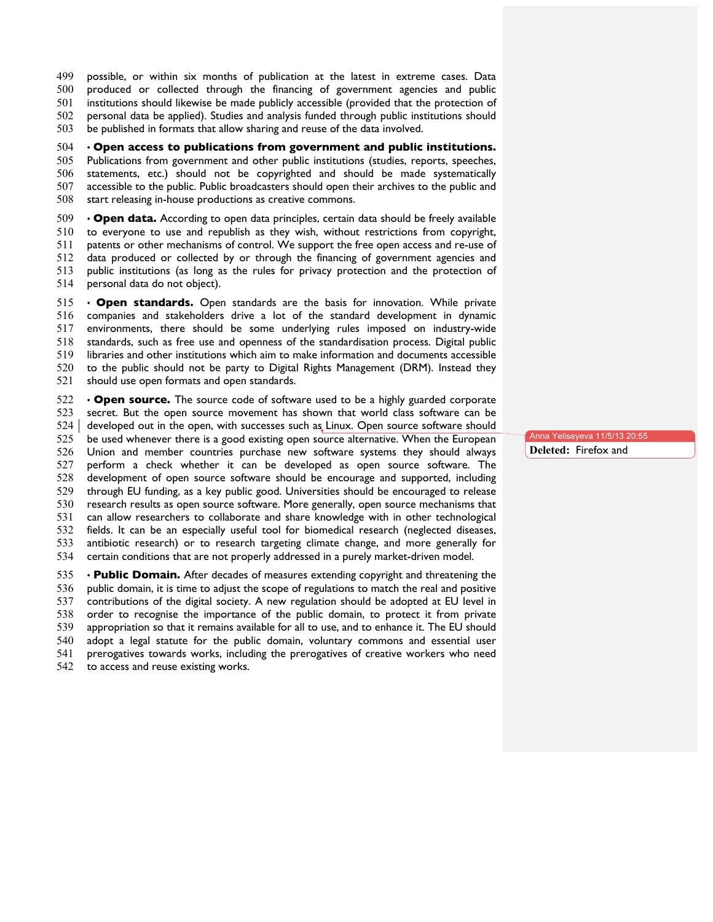possible, or within six months of publication at the latest in extreme cases. Data produced or collected through the financing of government agencies and public institutions should likewise be made publicly accessible (provided that the protection of personal data be applied). Studies and analysis funded through public institutions should be published in formats that allow sharing and reuse of the data involved.

• **Open access to publications from government and public institutions.** Publications from government and other public institutions (studies, reports, speeches, statements, etc.) should not be copyrighted and should be made systematically accessible to the public. Public broadcasters should open their archives to the public and start releasing in-house productions as creative commons.

• **Open data.** According to open data principles, certain data should be freely available to everyone to use and republish as they wish, without restrictions from copyright, patents or other mechanisms of control. We support the free open access and re-use of data produced or collected by or through the financing of government agencies and public institutions (as long as the rules for privacy protection and the protection of personal data do not object).

• **Open standards.** Open standards are the basis for innovation. While private companies and stakeholders drive a lot of the standard development in dynamic environments, there should be some underlying rules imposed on industry-wide standards, such as free use and openness of the standardisation process. Digital public libraries and other institutions which aim to make information and documents accessible to the public should not be party to Digital Rights Management (DRM). Instead they should use open formats and open standards.

• **Open source.** The source code of software used to be a highly guarded corporate secret. But the open source movement has shown that world class software can be developed out in the open, with successes such as Linux. Open source software should be used whenever there is a good existing open source alternative. When the European Union and member countries purchase new software systems they should always perform a check whether it can be developed as open source software. The development of open source software should be encourage and supported, including through EU funding, as a key public good. Universities should be encouraged to release research results as open source software. More generally, open source mechanisms that can allow researchers to collaborate and share knowledge with in other technological fields. It can be an especially useful tool for biomedical research (neglected diseases, antibiotic research) or to research targeting climate change, and more generally for certain conditions that are not properly addressed in a purely market-driven model.

• **Public Domain.** After decades of measures extending copyright and threatening the public domain, it is time to adjust the scope of regulations to match the real and positive contributions of the digital society. A new regulation should be adopted at EU level in order to recognise the importance of the public domain, to protect it from private appropriation so that it remains available for all to use, and to enhance it. The EU should adopt a legal statute for the public domain, voluntary commons and essential user prerogatives towards works, including the prerogatives of creative workers who need to access and reuse existing works.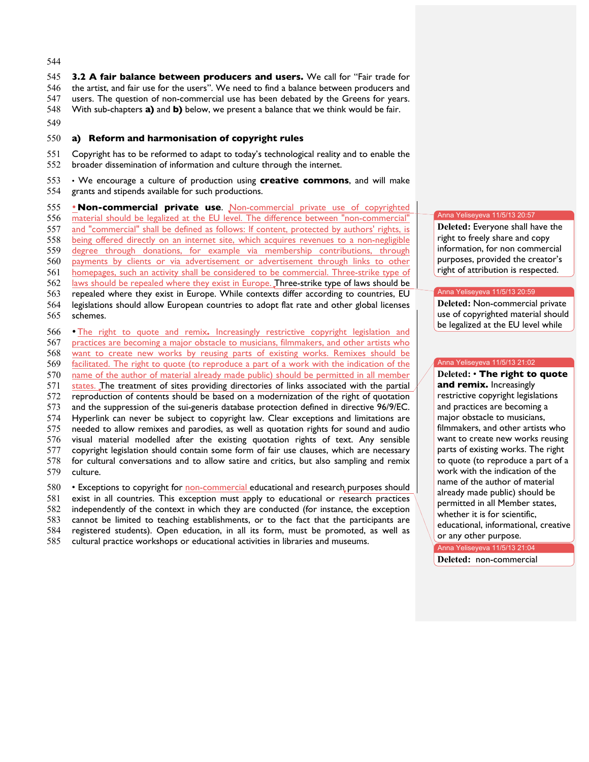**3.2 A fair balance between producers and users.** We call for "Fair trade for the artist, and fair use for the users". We need to find a balance between producers and users. The question of non-commercial use has been debated by the Greens for years. With sub-chapters **a)** and **b)** below, we present a balance that we think would be fair.

### a) Reform and harmonisation of copyright rules

Copyright has to be reformed to adapt to today's technological reality and to enable the broader dissemination of information and culture through the internet.

- We encourage a culture of production using **creative commons**, and will make grants and stipends available for such productions.

- **Non-commercial private use**. Non-commercial private use of copyrighted material should be legalized at the EU level. The difference between "non-commercial" and "commercial" shall be defined as follows: If content, protected by authors' rights, is being offered directly on an internet site, which acquires revenues to a non-negligible degree through donations, for example via membership contributions, through payments by clients or via advertisement or advertisement through links to other homepages, such an activity shall be considered to be commercial. Three-strike type of laws should be repealed where they exist in Europe. Three-strike type of laws should be repealed where they exist in Europe. While contexts differ according to countries, EU legislations should allow European countries to adopt flat rate and other global licenses schemes.

- The right to quote and remix. Increasingly restrictive copyright legislation and practices are becoming a major obstacle to musicians, filmmakers, and other artists who want to create new works by reusing parts of existing works. Remixes should be facilitated. The right to quote (to reproduce a part of a work with the indication of the name of the author of material already made public) should be permitted in all member states. The treatment of sites providing directories of links associated with the partial reproduction of contents should be based on a modernization of the right of quotation and the suppression of the sui-generis database protection defined in directive 96/9/EC. Hyperlink can never be subject to copyright law. Clear exceptions and limitations are needed to allow remixes and parodies, as well as quotation rights for sound and audio visual material modelled after the existing quotation rights of text. Any sensible copyright legislation should contain some form of fair use clauses, which are necessary for cultural conversations and to allow satire and critics, but also sampling and remix culture.

- Exceptions to copyright for non-commercial educational and research purposes should exist in all countries. This exception must apply to educational or research practices independently of the context in which they are conducted (for instance, the exception cannot be limited to teaching establishments, or to the fact that the participants are registered students). Open education, in all its form, must be promoted, as well as cultural practice workshops or educational activities in libraries and museums.

---

Anna Yeliseyeva 11/5/13 20:57
**Deleted:** Everyone shall have the right to freely share and copy information, for non commercial purposes, provided the creator's right of attribution is respected.

Anna Yeliseyeva 11/5/13 20:59
**Deleted:** Non-commercial private use of copyrighted material should be legalized at the EU level while

Anna Yeliseyeva 11/5/13 21:02
**Deleted:** • **The right to quote and remix.** Increasingly restrictive copyright legislations and practices are becoming a major obstacle to musicians, filmmakers, and other artists who want to create new works reusing parts of existing works. The right to quote (to reproduce a part of a work with the indication of the name of the author of material already made public) should be permitted in all Member states, whether it is for scientific, educational, informational, creative or any other purpose.

Anna Yeliseyeva 11/5/13 21:04
**Deleted:** non-commercial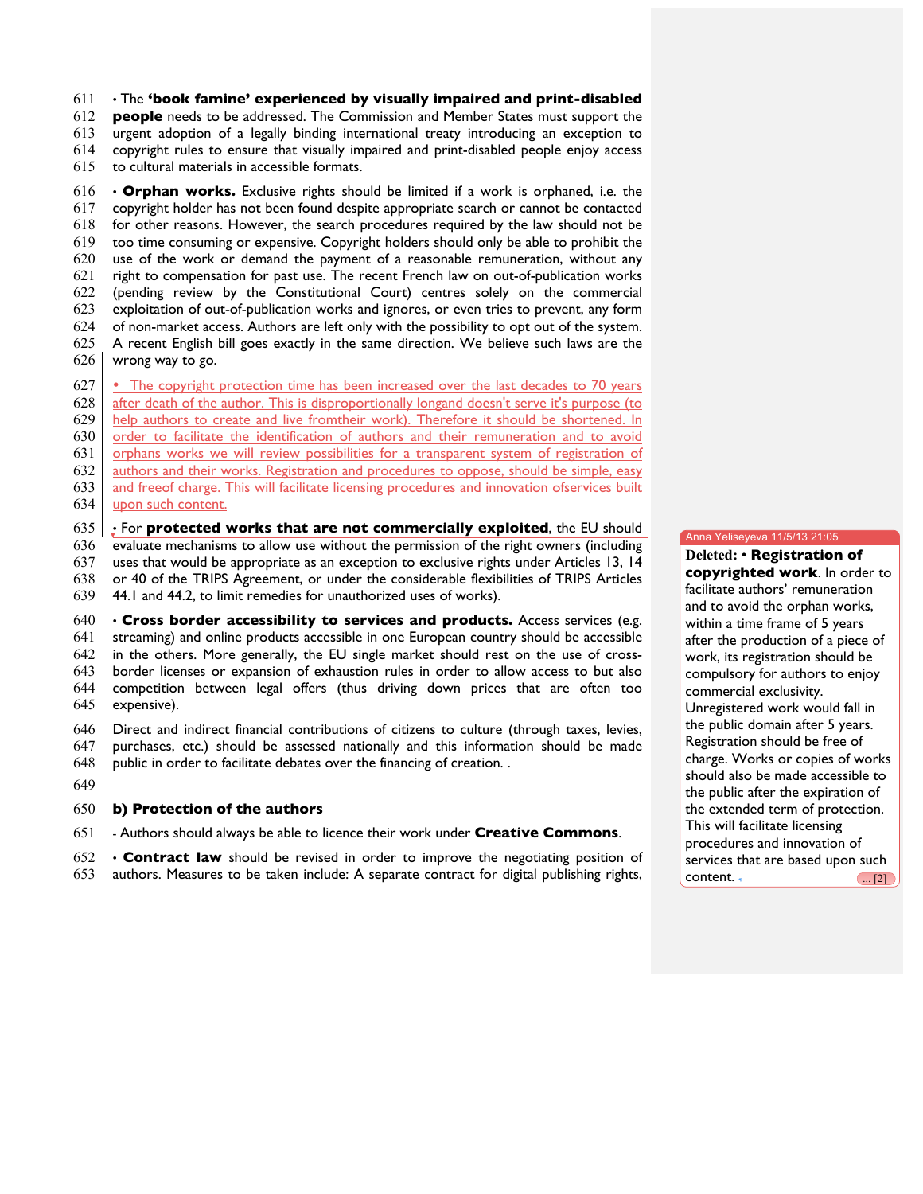• The **'book famine' experienced by visually impaired and print-disabled people** needs to be addressed. The Commission and Member States must support the urgent adoption of a legally binding international treaty introducing an exception to copyright rules to ensure that visually impaired and print-disabled people enjoy access to cultural materials in accessible formats.

• **Orphan works.** Exclusive rights should be limited if a work is orphaned, i.e. the copyright holder has not been found despite appropriate search or cannot be contacted for other reasons. However, the search procedures required by the law should not be too time consuming or expensive. Copyright holders should only be able to prohibit the use of the work or demand the payment of a reasonable remuneration, without any right to compensation for past use. The recent French law on out-of-publication works (pending review by the Constitutional Court) centres solely on the commercial exploitation of out-of-publication works and ignores, or even tries to prevent, any form of non-market access. Authors are left only with the possibility to opt out of the system. A recent English bill goes exactly in the same direction. We believe such laws are the wrong way to go.

• The copyright protection time has been increased over the last decades to 70 years after death of the author. This is disproportionally longand doesn't serve it's purpose (to help authors to create and live fromtheir work). Therefore it should be shortened. In order to facilitate the identification of authors and their remuneration and to avoid orphans works we will review possibilities for a transparent system of registration of authors and their works. Registration and procedures to oppose, should be simple, easy and freeof charge. This will facilitate licensing procedures and innovation ofservices built upon such content.

• For **protected works that are not commercially exploited**, the EU should evaluate mechanisms to allow use without the permission of the right owners (including uses that would be appropriate as an exception to exclusive rights under Articles 13, 14 or 40 of the TRIPS Agreement, or under the considerable flexibilities of TRIPS Articles 44.1 and 44.2, to limit remedies for unauthorized uses of works).

• **Cross border accessibility to services and products.** Access services (e.g. streaming) and online products accessible in one European country should be accessible in the others. More generally, the EU single market should rest on the use of cross-border licenses or expansion of exhaustion rules in order to allow access to but also competition between legal offers (thus driving down prices that are often too expensive).

Direct and indirect financial contributions of citizens to culture (through taxes, levies, purchases, etc.) should be assessed nationally and this information should be made public in order to facilitate debates over the financing of creation. .

**b) Protection of the authors**

- Authors should always be able to licence their work under **Creative Commons**.

• **Contract law** should be revised in order to improve the negotiating position of authors. Measures to be taken include: A separate contract for digital publishing rights,

Anna Yeliseyeva 11/5/13 21:05

Deleted: • **Registration of copyrighted work**. In order to facilitate authors' remuneration and to avoid the orphan works, within a time frame of 5 years after the production of a piece of work, its registration should be compulsory for authors to enjoy commercial exclusivity. Unregistered work would fall in the public domain after 5 years. Registration should be free of charge. Works or copies of works should also be made accessible to the public after the expiration of the extended term of protection. This will facilitate licensing procedures and innovation of services that are based upon such content. ... [2]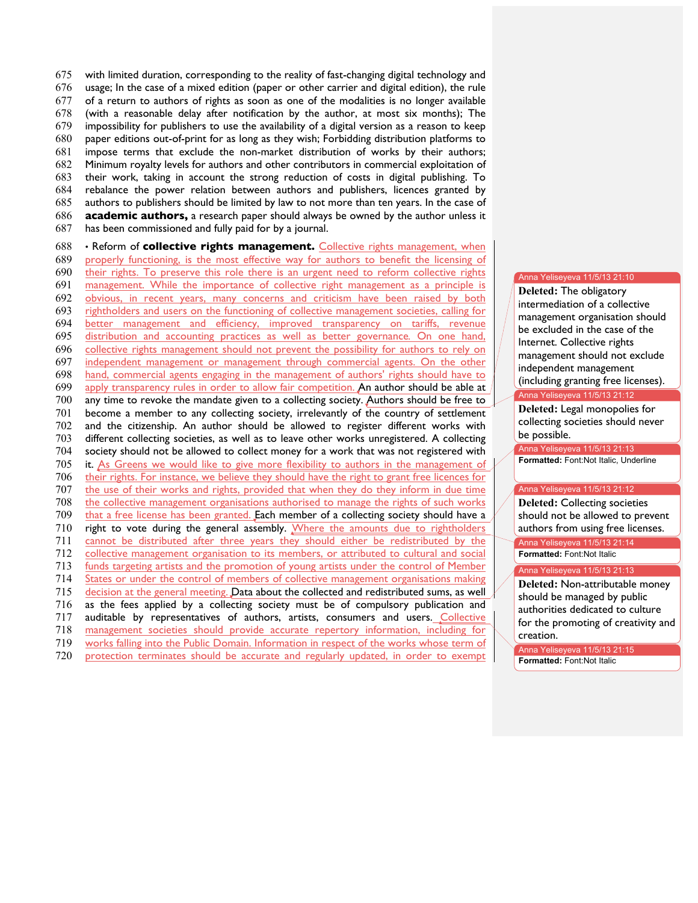with limited duration, corresponding to the reality of fast-changing digital technology and usage; In the case of a mixed edition (paper or other carrier and digital edition), the rule of a return to authors of rights as soon as one of the modalities is no longer available (with a reasonable delay after notification by the author, at most six months); The impossibility for publishers to use the availability of a digital version as a reason to keep paper editions out-of-print for as long as they wish; Forbidding distribution platforms to impose terms that exclude the non-market distribution of works by their authors; Minimum royalty levels for authors and other contributors in commercial exploitation of their work, taking in account the strong reduction of costs in digital publishing. To rebalance the power relation between authors and publishers, licences granted by authors to publishers should be limited by law to not more than ten years. In the case of **academic authors,** a research paper should always be owned by the author unless it has been commissioned and fully paid for by a journal.

• Reform of **collective rights management.** Collective rights management, when properly functioning, is the most effective way for authors to benefit the licensing of their rights. To preserve this role there is an urgent need to reform collective rights management. While the importance of collective right management as a principle is obvious, in recent years, many concerns and criticism have been raised by both rightholders and users on the functioning of collective management societies, calling for better management and efficiency, improved transparency on tariffs, revenue distribution and accounting practices as well as better governance. On one hand, collective rights management should not prevent the possibility for authors to rely on independent management or management through commercial agents. On the other hand, commercial agents engaging in the management of authors' rights should have to apply transparency rules in order to allow fair competition. An author should be able at any time to revoke the mandate given to a collecting society. Authors should be free to become a member to any collecting society, irrelevantly of the country of settlement and the citizenship. An author should be allowed to register different works with different collecting societies, as well as to leave other works unregistered. A collecting society should not be allowed to collect money for a work that was not registered with it. As Greens we would like to give more flexibility to authors in the management of their rights. For instance, we believe they should have the right to grant free licences for the use of their works and rights, provided that when they do they inform in due time the collective management organisations authorised to manage the rights of such works that a free license has been granted. Each member of a collecting society should have a right to vote during the general assembly. Where the amounts due to rightholders cannot be distributed after three years they should either be redistributed by the collective management organisation to its members, or attributed to cultural and social funds targeting artists and the promotion of young artists under the control of Member States or under the control of members of collective management organisations making decision at the general meeting. Data about the collected and redistributed sums, as well as the fees applied by a collecting society must be of compulsory publication and auditable by representatives of authors, artists, consumers and users. Collective management societies should provide accurate repertory information, including for works falling into the Public Domain. Information in respect of the works whose term of protection terminates should be accurate and regularly updated, in order to exempt

> Anna Yeliseyeva 11/5/13 21:10
> **Deleted:** The obligatory intermediation of a collective management organisation should be excluded in the case of the Internet. Collective rights management should not exclude independent management (including granting free licenses).

> Anna Yeliseyeva 11/5/13 21:12
> **Deleted:** Legal monopolies for collecting societies should never be possible.

> Anna Yeliseyeva 11/5/13 21:13
> **Formatted:** Font:Not Italic, Underline

> Anna Yeliseyeva 11/5/13 21:12
> **Deleted:** Collecting societies should not be allowed to prevent authors from using free licenses.

> Anna Yeliseyeva 11/5/13 21:14
> **Formatted:** Font:Not Italic

> Anna Yeliseyeva 11/5/13 21:13
> **Deleted:** Non-attributable money should be managed by public authorities dedicated to culture for the promoting of creativity and creation.

> Anna Yeliseyeva 11/5/13 21:15
> **Formatted:** Font:Not Italic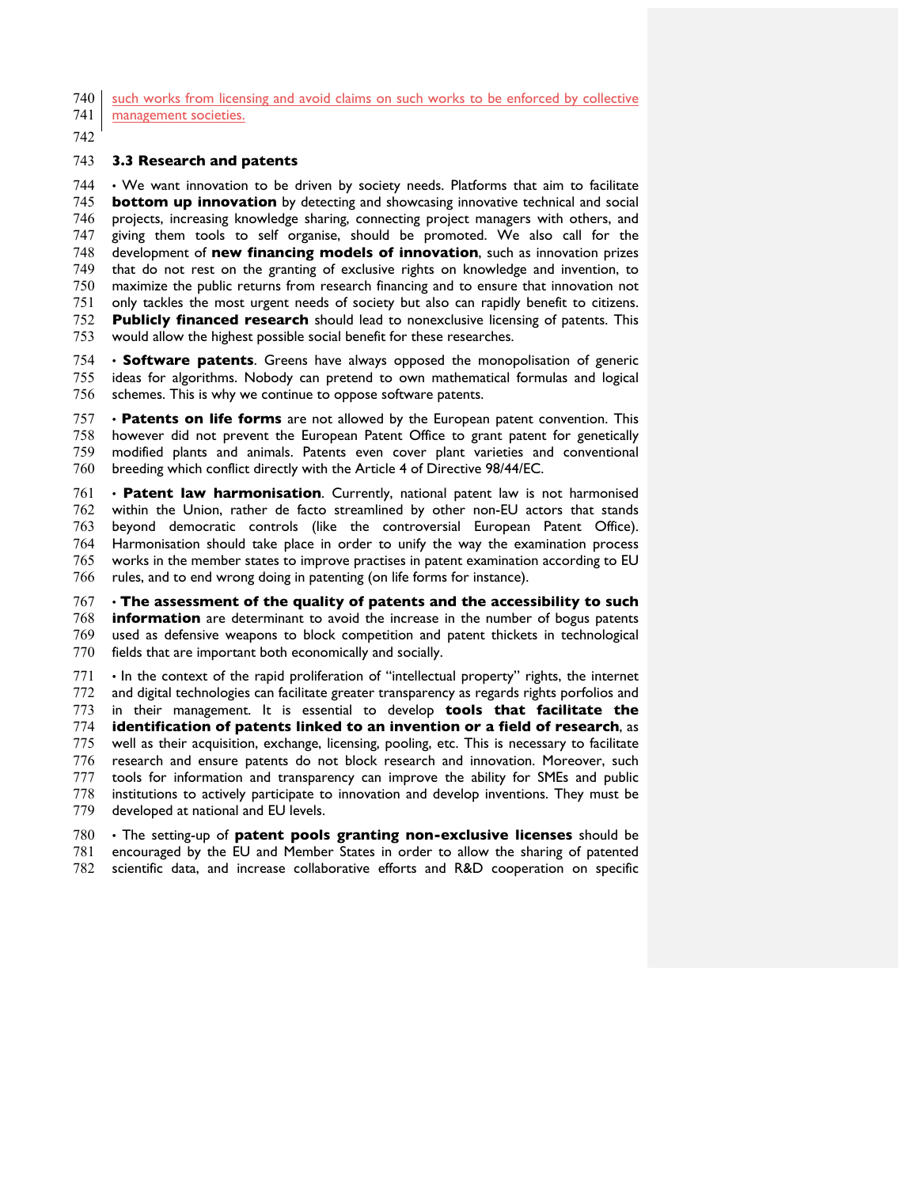such works from licensing and avoid claims on such works to be enforced by collective management societies.

### 3.3 Research and patents

• We want innovation to be driven by society needs. Platforms that aim to facilitate **bottom up innovation** by detecting and showcasing innovative technical and social projects, increasing knowledge sharing, connecting project managers with others, and giving them tools to self organise, should be promoted. We also call for the development of **new financing models of innovation**, such as innovation prizes that do not rest on the granting of exclusive rights on knowledge and invention, to maximize the public returns from research financing and to ensure that innovation not only tackles the most urgent needs of society but also can rapidly benefit to citizens. **Publicly financed research** should lead to nonexclusive licensing of patents. This would allow the highest possible social benefit for these researches.

• **Software patents**. Greens have always opposed the monopolisation of generic ideas for algorithms. Nobody can pretend to own mathematical formulas and logical schemes. This is why we continue to oppose software patents.

• **Patents on life forms** are not allowed by the European patent convention. This however did not prevent the European Patent Office to grant patent for genetically modified plants and animals. Patents even cover plant varieties and conventional breeding which conflict directly with the Article 4 of Directive 98/44/EC.

• **Patent law harmonisation**. Currently, national patent law is not harmonised within the Union, rather de facto streamlined by other non-EU actors that stands beyond democratic controls (like the controversial European Patent Office). Harmonisation should take place in order to unify the way the examination process works in the member states to improve practises in patent examination according to EU rules, and to end wrong doing in patenting (on life forms for instance).

• **The assessment of the quality of patents and the accessibility to such information** are determinant to avoid the increase in the number of bogus patents used as defensive weapons to block competition and patent thickets in technological fields that are important both economically and socially.

• In the context of the rapid proliferation of "intellectual property" rights, the internet and digital technologies can facilitate greater transparency as regards rights porfolios and in their management. It is essential to develop **tools that facilitate the identification of patents linked to an invention or a field of research**, as well as their acquisition, exchange, licensing, pooling, etc. This is necessary to facilitate research and ensure patents do not block research and innovation. Moreover, such tools for information and transparency can improve the ability for SMEs and public institutions to actively participate to innovation and develop inventions. They must be developed at national and EU levels.

• The setting-up of **patent pools granting non-exclusive licenses** should be encouraged by the EU and Member States in order to allow the sharing of patented scientific data, and increase collaborative efforts and R&D cooperation on specific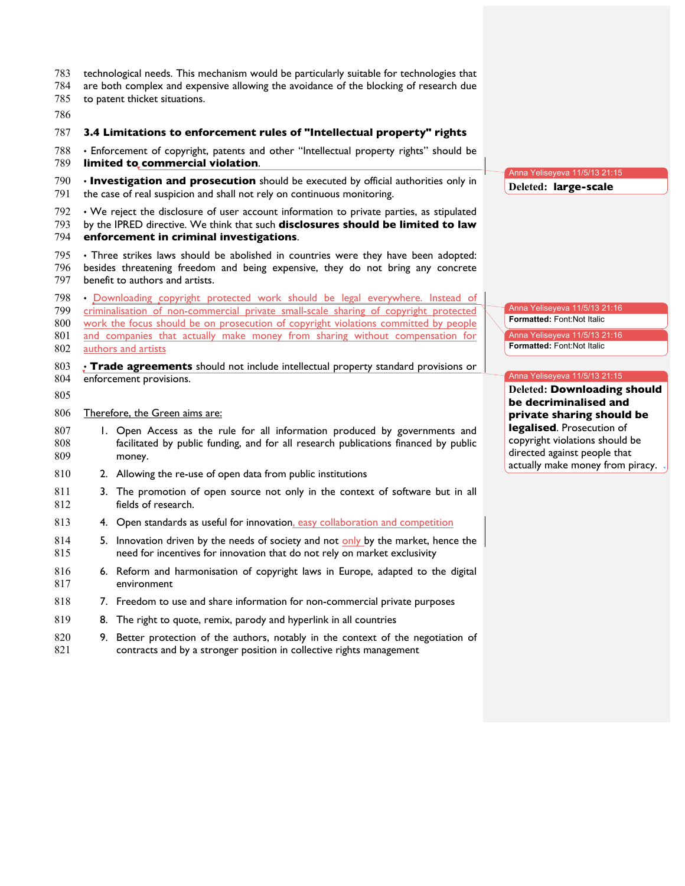technological needs. This mechanism would be particularly suitable for technologies that are both complex and expensive allowing the avoidance of the blocking of research due to patent thicket situations.

### 3.4 Limitations to enforcement rules of "Intellectual property" rights

• Enforcement of copyright, patents and other "Intellectual property rights" should be **limited to commercial violation**.

• **Investigation and prosecution** should be executed by official authorities only in the case of real suspicion and shall not rely on continuous monitoring.

• We reject the disclosure of user account information to private parties, as stipulated by the IPRED directive. We think that such **disclosures should be limited to law enforcement in criminal investigations**.

• Three strikes laws should be abolished in countries were they have been adopted: besides threatening freedom and being expensive, they do not bring any concrete benefit to authors and artists.

• Downloading copyright protected work should be legal everywhere. Instead of criminalisation of non-commercial private small-scale sharing of copyright protected work the focus should be on prosecution of copyright violations committed by people and companies that actually make money from sharing without compensation for authors and artists

• **Trade agreements** should not include intellectual property standard provisions or enforcement provisions.

Therefore, the Green aims are:

1. Open Access as the rule for all information produced by governments and facilitated by public funding, and for all research publications financed by public money.
2. Allowing the re-use of open data from public institutions
3. The promotion of open source not only in the context of software but in all fields of research.
4. Open standards as useful for innovation, easy collaboration and competition
5. Innovation driven by the needs of society and not only by the market, hence the need for incentives for innovation that do not rely on market exclusivity
6. Reform and harmonisation of copyright laws in Europe, adapted to the digital environment
7. Freedom to use and share information for non-commercial private purposes
8. The right to quote, remix, parody and hyperlink in all countries
9. Better protection of the authors, notably in the context of the negotiation of contracts and by a stronger position in collective rights management

Anna Yeliseyeva 11/5/13 21:15
Deleted: **large-scale**

Anna Yeliseyeva 11/5/13 21:16
Formatted: Font:Not Italic

Anna Yeliseyeva 11/5/13 21:16
Formatted: Font:Not Italic

Anna Yeliseyeva 11/5/13 21:15
Deleted: **Downloading should be decriminalised and private sharing should be legalised**. Prosecution of copyright violations should be directed against people that actually make money from piracy.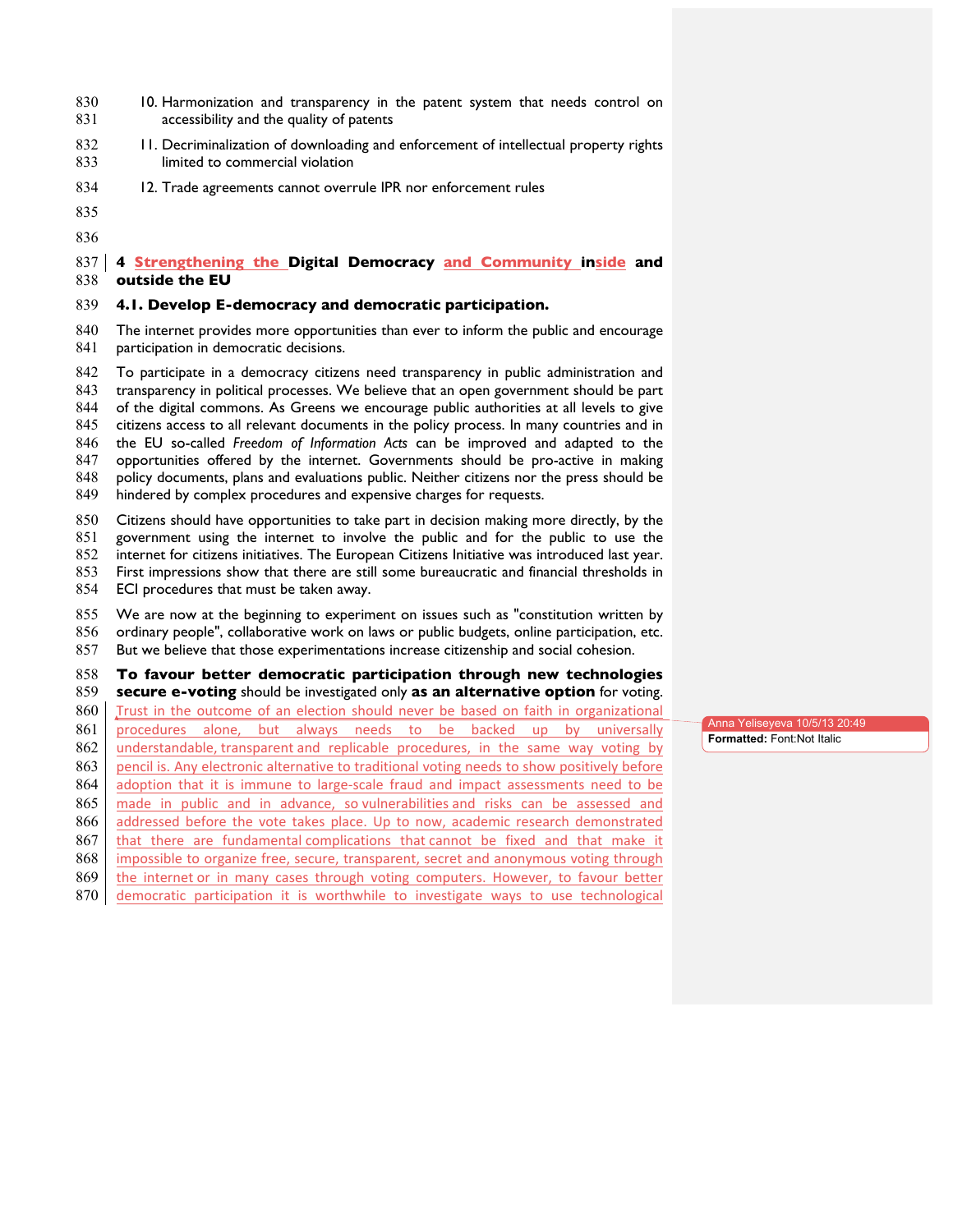10. Harmonization and transparency in the patent system that needs control on accessibility and the quality of patents
11. Decriminalization of downloading and enforcement of intellectual property rights limited to commercial violation
12. Trade agreements cannot overrule IPR nor enforcement rules

## 4 Strengthening the Digital Democracy and Community inside and outside the EU

### 4.1. Develop E-democracy and democratic participation.

The internet provides more opportunities than ever to inform the public and encourage participation in democratic decisions.

To participate in a democracy citizens need transparency in public administration and transparency in political processes. We believe that an open government should be part of the digital commons. As Greens we encourage public authorities at all levels to give citizens access to all relevant documents in the policy process. In many countries and in the EU so-called *Freedom of Information Acts* can be improved and adapted to the opportunities offered by the internet. Governments should be pro-active in making policy documents, plans and evaluations public. Neither citizens nor the press should be hindered by complex procedures and expensive charges for requests.

Citizens should have opportunities to take part in decision making more directly, by the government using the internet to involve the public and for the public to use the internet for citizens initiatives. The European Citizens Initiative was introduced last year. First impressions show that there are still some bureaucratic and financial thresholds in ECI procedures that must be taken away.

We are now at the beginning to experiment on issues such as "constitution written by ordinary people", collaborative work on laws or public budgets, online participation, etc. But we believe that those experimentations increase citizenship and social cohesion.

**To favour better democratic participation through new technologies secure e-voting** should be investigated only **as an alternative option** for voting. Trust in the outcome of an election should never be based on faith in organizational procedures alone, but always needs to be backed up by universally understandable, transparent and replicable procedures, in the same way voting by pencil is. Any electronic alternative to traditional voting needs to show positively before adoption that it is immune to large-scale fraud and impact assessments need to be made in public and in advance, so vulnerabilities and risks can be assessed and addressed before the vote takes place. Up to now, academic research demonstrated that there are fundamental complications that cannot be fixed and that make it impossible to organize free, secure, transparent, secret and anonymous voting through the internet or in many cases through voting computers. However, to favour better democratic participation it is worthwhile to investigate ways to use technological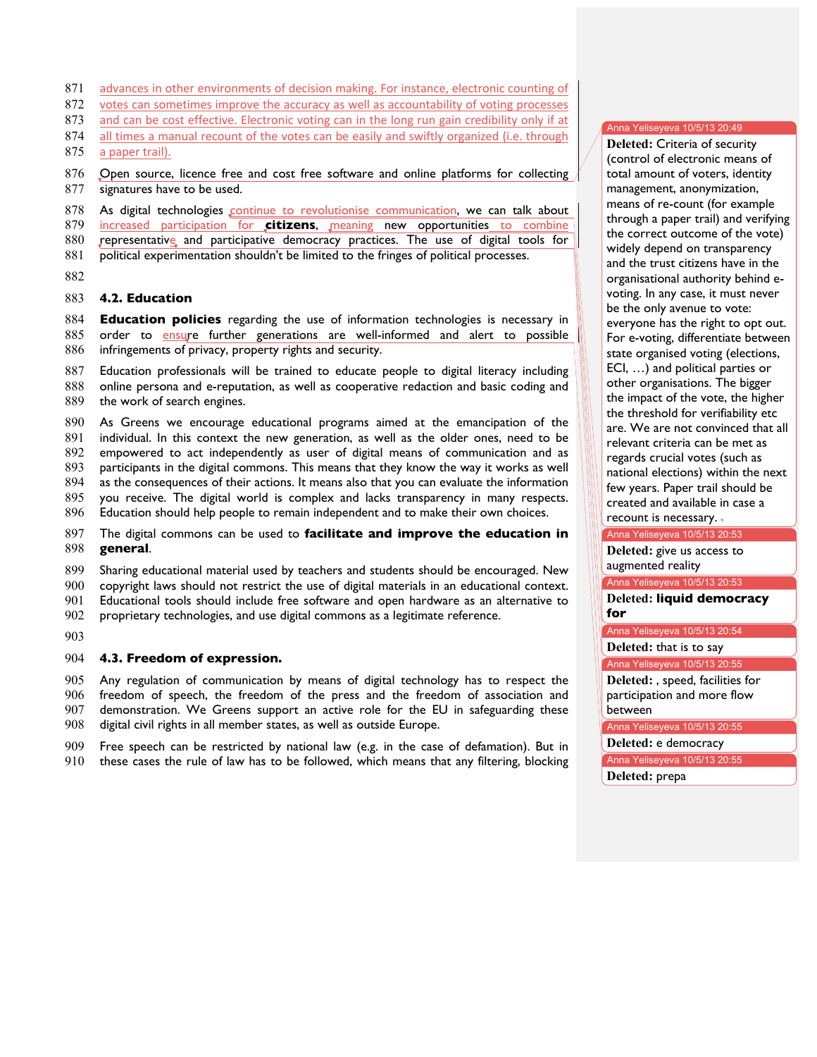advances in other environments of decision making. For instance, electronic counting of votes can sometimes improve the accuracy as well as accountability of voting processes and can be cost effective. Electronic voting can in the long run gain credibility only if at all times a manual recount of the votes can be easily and swiftly organized (i.e. through a paper trail).

Open source, licence free and cost free software and online platforms for collecting signatures have to be used.

As digital technologies continue to revolutionise communication, we can talk about increased participation for **citizens**, meaning new opportunities to combine representative and participative democracy practices. The use of digital tools for political experimentation shouldn't be limited to the fringes of political processes.

### 4.2. Education

**Education policies** regarding the use of information technologies is necessary in order to ensure further generations are well-informed and alert to possible infringements of privacy, property rights and security.

Education professionals will be trained to educate people to digital literacy including online persona and e-reputation, as well as cooperative redaction and basic coding and the work of search engines.

As Greens we encourage educational programs aimed at the emancipation of the individual. In this context the new generation, as well as the older ones, need to be empowered to act independently as user of digital means of communication and as participants in the digital commons. This means that they know the way it works as well as the consequences of their actions. It means also that you can evaluate the information you receive. The digital world is complex and lacks transparency in many respects. Education should help people to remain independent and to make their own choices.

The digital commons can be used to **facilitate and improve the education in general**.

Sharing educational material used by teachers and students should be encouraged. New copyright laws should not restrict the use of digital materials in an educational context. Educational tools should include free software and open hardware as an alternative to proprietary technologies, and use digital commons as a legitimate reference.

### 4.3. Freedom of expression.

Any regulation of communication by means of digital technology has to respect the freedom of speech, the freedom of the press and the freedom of association and demonstration. We Greens support an active role for the EU in safeguarding these digital civil rights in all member states, as well as outside Europe.

Free speech can be restricted by national law (e.g. in the case of defamation). But in these cases the rule of law has to be followed, which means that any filtering, blocking

---

Anna Yeliseyeva 10/5/13 20:49
**Deleted:** Criteria of security (control of electronic means of total amount of voters, identity management, anonymization, means of re-count (for example through a paper trail) and verifying the correct outcome of the vote) widely depend on transparency and the trust citizens have in the organisational authority behind e-voting. In any case, it must never be the only avenue to vote: everyone has the right to opt out. For e-voting, differentiate between state organised voting (elections, ECI, …) and political parties or other organisations. The bigger the impact of the vote, the higher the threshold for verifiability etc are. We are not convinced that all relevant criteria can be met as regards crucial votes (such as national elections) within the next few years. Paper trail should be created and available in case a recount is necessary.

Anna Yeliseyeva 10/5/13 20:53
**Deleted:** give us access to augmented reality

Anna Yeliseyeva 10/5/13 20:53
**Deleted:** **liquid democracy for**

Anna Yeliseyeva 10/5/13 20:54
**Deleted:** that is to say

Anna Yeliseyeva 10/5/13 20:55
**Deleted:** , speed, facilities for participation and more flow between

Anna Yeliseyeva 10/5/13 20:55
**Deleted:** e democracy

Anna Yeliseyeva 10/5/13 20:55
**Deleted:** prepa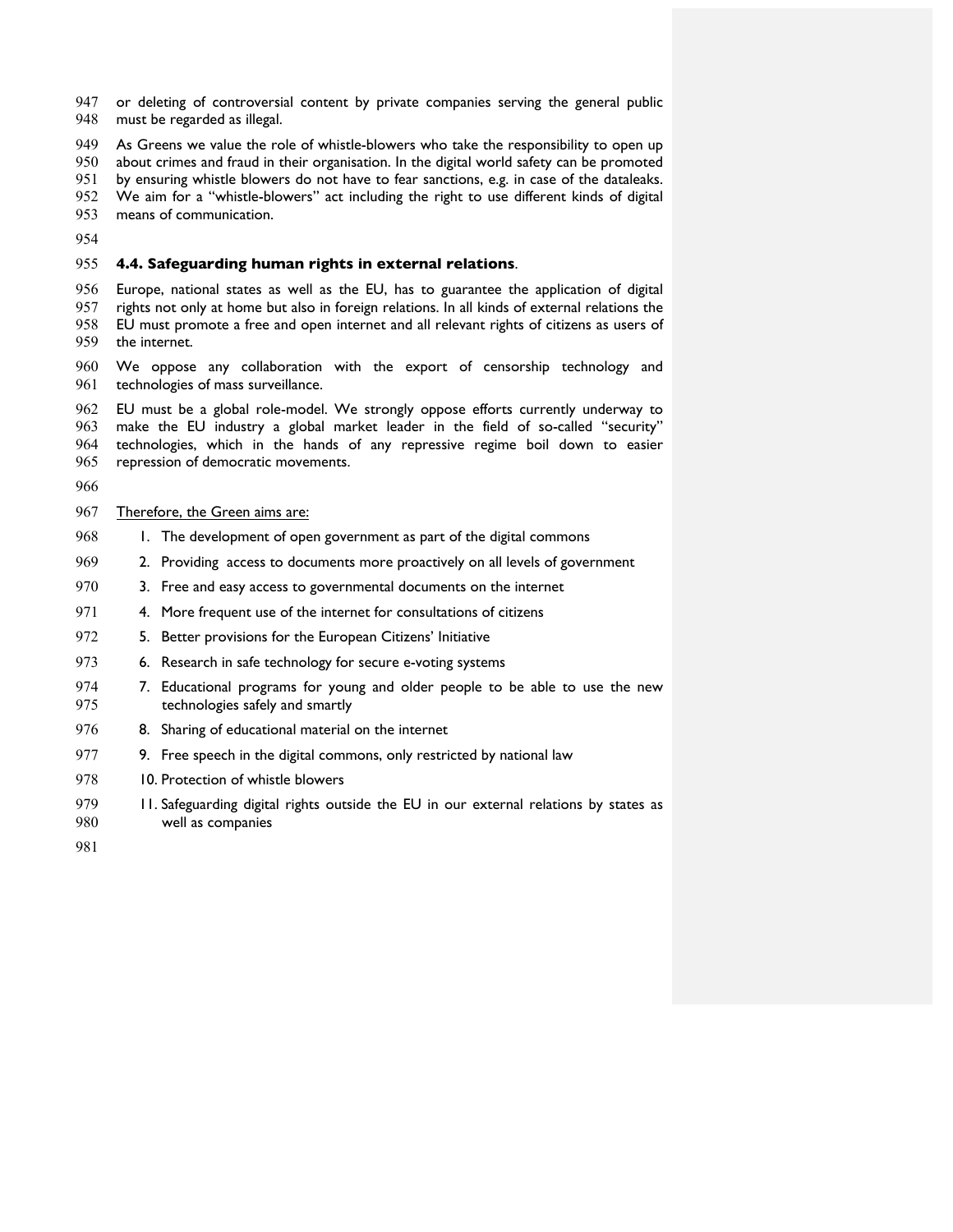or deleting of controversial content by private companies serving the general public must be regarded as illegal.

As Greens we value the role of whistle-blowers who take the responsibility to open up about crimes and fraud in their organisation. In the digital world safety can be promoted by ensuring whistle blowers do not have to fear sanctions, e.g. in case of the dataleaks. We aim for a "whistle-blowers" act including the right to use different kinds of digital means of communication.

### 4.4. Safeguarding human rights in external relations.

Europe, national states as well as the EU, has to guarantee the application of digital rights not only at home but also in foreign relations. In all kinds of external relations the EU must promote a free and open internet and all relevant rights of citizens as users of the internet.

We oppose any collaboration with the export of censorship technology and technologies of mass surveillance.

EU must be a global role-model. We strongly oppose efforts currently underway to make the EU industry a global market leader in the field of so-called "security" technologies, which in the hands of any repressive regime boil down to easier repression of democratic movements.

Therefore, the Green aims are:

1. The development of open government as part of the digital commons
2. Providing access to documents more proactively on all levels of government
3. Free and easy access to governmental documents on the internet
4. More frequent use of the internet for consultations of citizens
5. Better provisions for the European Citizens' Initiative
6. Research in safe technology for secure e-voting systems
7. Educational programs for young and older people to be able to use the new technologies safely and smartly
8. Sharing of educational material on the internet
9. Free speech in the digital commons, only restricted by national law
10. Protection of whistle blowers
11. Safeguarding digital rights outside the EU in our external relations by states as well as companies